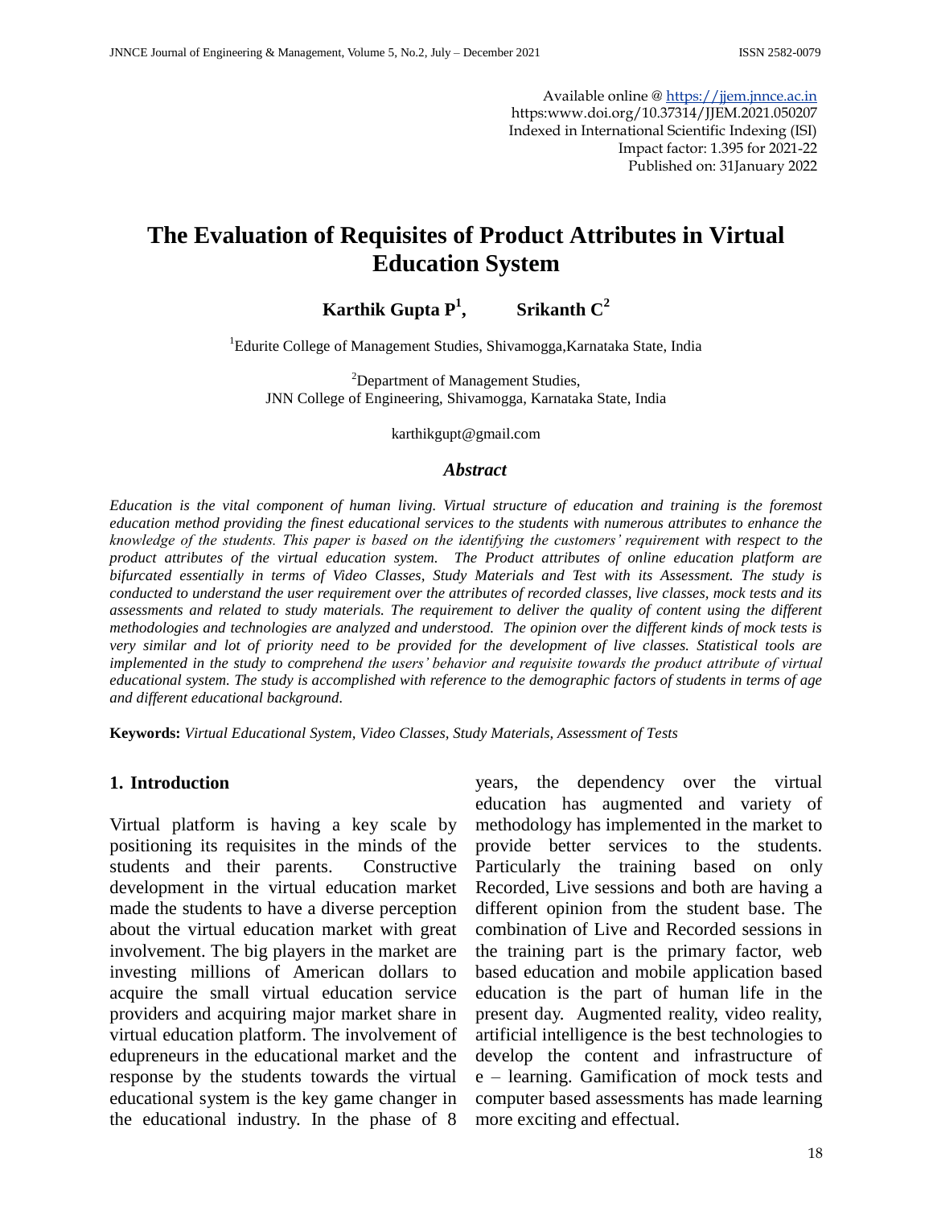Available online @ https://jjem.jnnce.ac.in
https:www.doi.org/10.37314/JJEM.2021.050207
Indexed in International Scientific Indexing (ISI)
Impact factor: 1.395 for 2021-22
Published on: 31January 2022

# The Evaluation of Requisites of Product Attributes in Virtual Education System

**Karthik Gupta P[1], Srikanth C[2]**

[1]Edurite College of Management Studies, Shivamogga,Karnataka State, India

[2]Department of Management Studies,
JNN College of Engineering, Shivamogga, Karnataka State, India

karthikgupt@gmail.com

### *Abstract*

*Education is the vital component of human living. Virtual structure of education and training is the foremost education method providing the finest educational services to the students with numerous attributes to enhance the knowledge of the students. This paper is based on the identifying the customers' requirement with respect to the product attributes of the virtual education system. The Product attributes of online education platform are bifurcated essentially in terms of Video Classes, Study Materials and Test with its Assessment. The study is conducted to understand the user requirement over the attributes of recorded classes, live classes, mock tests and its assessments and related to study materials. The requirement to deliver the quality of content using the different methodologies and technologies are analyzed and understood. The opinion over the different kinds of mock tests is very similar and lot of priority need to be provided for the development of live classes. Statistical tools are implemented in the study to comprehend the users' behavior and requisite towards the product attribute of virtual educational system. The study is accomplished with reference to the demographic factors of students in terms of age and different educational background.*

**Keywords:** *Virtual Educational System, Video Classes, Study Materials, Assessment of Tests*

## 1. Introduction

Virtual platform is having a key scale by positioning its requisites in the minds of the students and their parents. Constructive development in the virtual education market made the students to have a diverse perception about the virtual education market with great involvement. The big players in the market are investing millions of American dollars to acquire the small virtual education service providers and acquiring major market share in virtual education platform. The involvement of edupreneurs in the educational market and the response by the students towards the virtual educational system is the key game changer in the educational industry. In the phase of 8 years, the dependency over the virtual education has augmented and variety of methodology has implemented in the market to provide better services to the students. Particularly the training based on only Recorded, Live sessions and both are having a different opinion from the student base. The combination of Live and Recorded sessions in the training part is the primary factor, web based education and mobile application based education is the part of human life in the present day. Augmented reality, video reality, artificial intelligence is the best technologies to develop the content and infrastructure of e – learning. Gamification of mock tests and computer based assessments has made learning more exciting and effectual.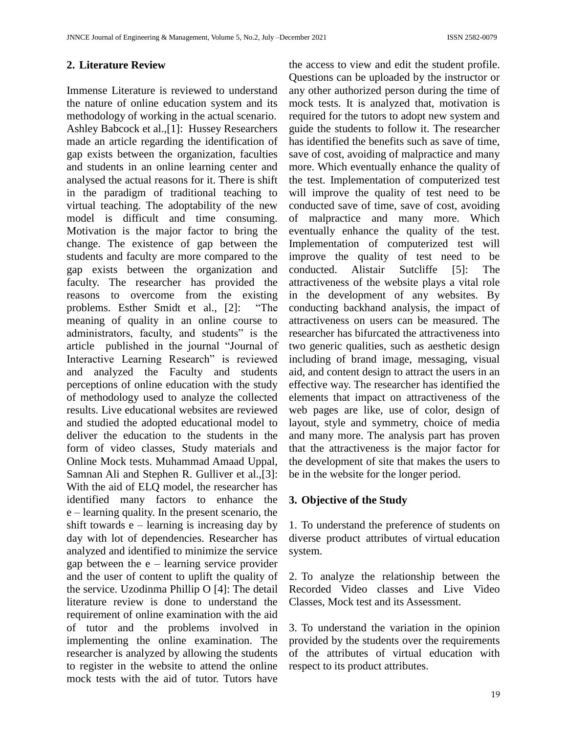## 2. Literature Review

Immense Literature is reviewed to understand the nature of online education system and its methodology of working in the actual scenario. Ashley Babcock et al.,[1]: Hussey Researchers made an article regarding the identification of gap exists between the organization, faculties and students in an online learning center and analysed the actual reasons for it. There is shift in the paradigm of traditional teaching to virtual teaching. The adoptability of the new model is difficult and time consuming. Motivation is the major factor to bring the change. The existence of gap between the students and faculty are more compared to the gap exists between the organization and faculty. The researcher has provided the reasons to overcome from the existing problems. Esther Smidt et al., [2]: "The meaning of quality in an online course to administrators, faculty, and students" is the article published in the journal "Journal of Interactive Learning Research" is reviewed and analyzed the Faculty and students perceptions of online education with the study of methodology used to analyze the collected results. Live educational websites are reviewed and studied the adopted educational model to deliver the education to the students in the form of video classes, Study materials and Online Mock tests. Muhammad Amaad Uppal, Samnan Ali and Stephen R. Gulliver et al.,[3]: With the aid of ELQ model, the researcher has identified many factors to enhance the e – learning quality. In the present scenario, the shift towards e – learning is increasing day by day with lot of dependencies. Researcher has analyzed and identified to minimize the service gap between the e – learning service provider and the user of content to uplift the quality of the service. Uzodinma Phillip O [4]: The detail literature review is done to understand the requirement of online examination with the aid of tutor and the problems involved in implementing the online examination. The researcher is analyzed by allowing the students to register in the website to attend the online mock tests with the aid of tutor. Tutors have the access to view and edit the student profile. Questions can be uploaded by the instructor or any other authorized person during the time of mock tests. It is analyzed that, motivation is required for the tutors to adopt new system and guide the students to follow it. The researcher has identified the benefits such as save of time, save of cost, avoiding of malpractice and many more. Which eventually enhance the quality of the test. Implementation of computerized test will improve the quality of test need to be conducted save of time, save of cost, avoiding of malpractice and many more. Which eventually enhance the quality of the test. Implementation of computerized test will improve the quality of test need to be conducted. Alistair Sutcliffe [5]: The attractiveness of the website plays a vital role in the development of any websites. By conducting backhand analysis, the impact of attractiveness on users can be measured. The researcher has bifurcated the attractiveness into two generic qualities, such as aesthetic design including of brand image, messaging, visual aid, and content design to attract the users in an effective way. The researcher has identified the elements that impact on attractiveness of the web pages are like, use of color, design of layout, style and symmetry, choice of media and many more. The analysis part has proven that the attractiveness is the major factor for the development of site that makes the users to be in the website for the longer period.

## 3. Objective of the Study

1. To understand the preference of students on diverse product attributes of virtual education system.

2. To analyze the relationship between the Recorded Video classes and Live Video Classes, Mock test and its Assessment.

3. To understand the variation in the opinion provided by the students over the requirements of the attributes of virtual education with respect to its product attributes.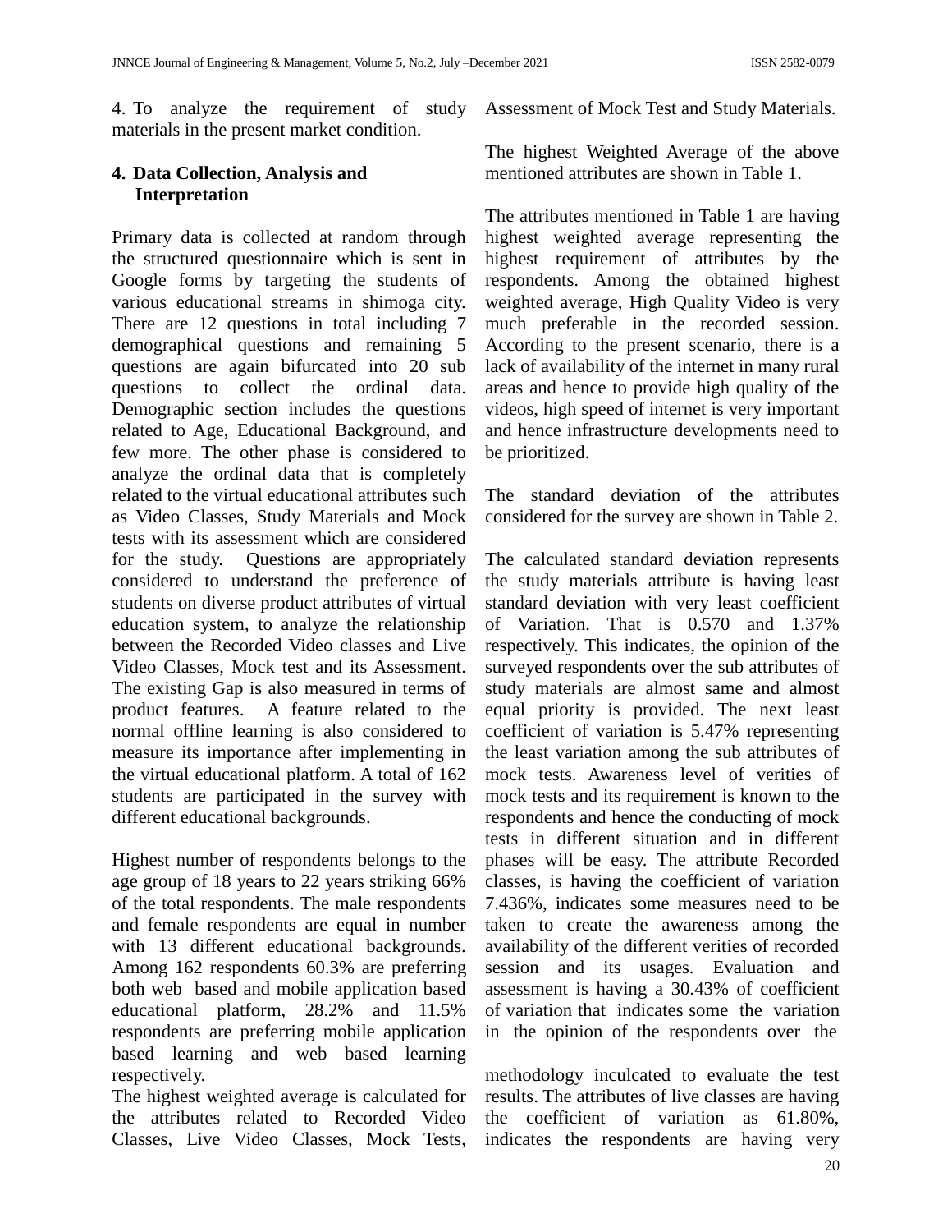4. To analyze the requirement of study materials in the present market condition.

## 4. Data Collection, Analysis and Interpretation

Primary data is collected at random through the structured questionnaire which is sent in Google forms by targeting the students of various educational streams in shimoga city. There are 12 questions in total including 7 demographical questions and remaining 5 questions are again bifurcated into 20 sub questions to collect the ordinal data. Demographic section includes the questions related to Age, Educational Background, and few more. The other phase is considered to analyze the ordinal data that is completely related to the virtual educational attributes such as Video Classes, Study Materials and Mock tests with its assessment which are considered for the study. Questions are appropriately considered to understand the preference of students on diverse product attributes of virtual education system, to analyze the relationship between the Recorded Video classes and Live Video Classes, Mock test and its Assessment. The existing Gap is also measured in terms of product features. A feature related to the normal offline learning is also considered to measure its importance after implementing in the virtual educational platform. A total of 162 students are participated in the survey with different educational backgrounds.

Highest number of respondents belongs to the age group of 18 years to 22 years striking 66% of the total respondents. The male respondents and female respondents are equal in number with 13 different educational backgrounds. Among 162 respondents 60.3% are preferring both web based and mobile application based educational platform, 28.2% and 11.5% respondents are preferring mobile application based learning and web based learning respectively.

The highest weighted average is calculated for the attributes related to Recorded Video Classes, Live Video Classes, Mock Tests, Assessment of Mock Test and Study Materials.

The highest Weighted Average of the above mentioned attributes are shown in Table 1.

The attributes mentioned in Table 1 are having highest weighted average representing the highest requirement of attributes by the respondents. Among the obtained highest weighted average, High Quality Video is very much preferable in the recorded session. According to the present scenario, there is a lack of availability of the internet in many rural areas and hence to provide high quality of the videos, high speed of internet is very important and hence infrastructure developments need to be prioritized.

The standard deviation of the attributes considered for the survey are shown in Table 2.

The calculated standard deviation represents the study materials attribute is having least standard deviation with very least coefficient of Variation. That is 0.570 and 1.37% respectively. This indicates, the opinion of the surveyed respondents over the sub attributes of study materials are almost same and almost equal priority is provided. The next least coefficient of variation is 5.47% representing the least variation among the sub attributes of mock tests. Awareness level of verities of mock tests and its requirement is known to the respondents and hence the conducting of mock tests in different situation and in different phases will be easy. The attribute Recorded classes, is having the coefficient of variation 7.436%, indicates some measures need to be taken to create the awareness among the availability of the different verities of recorded session and its usages. Evaluation and assessment is having a 30.43% of coefficient of variation that indicates some the variation in the opinion of the respondents over the methodology inculcated to evaluate the test results. The attributes of live classes are having the coefficient of variation as 61.80%, indicates the respondents are having very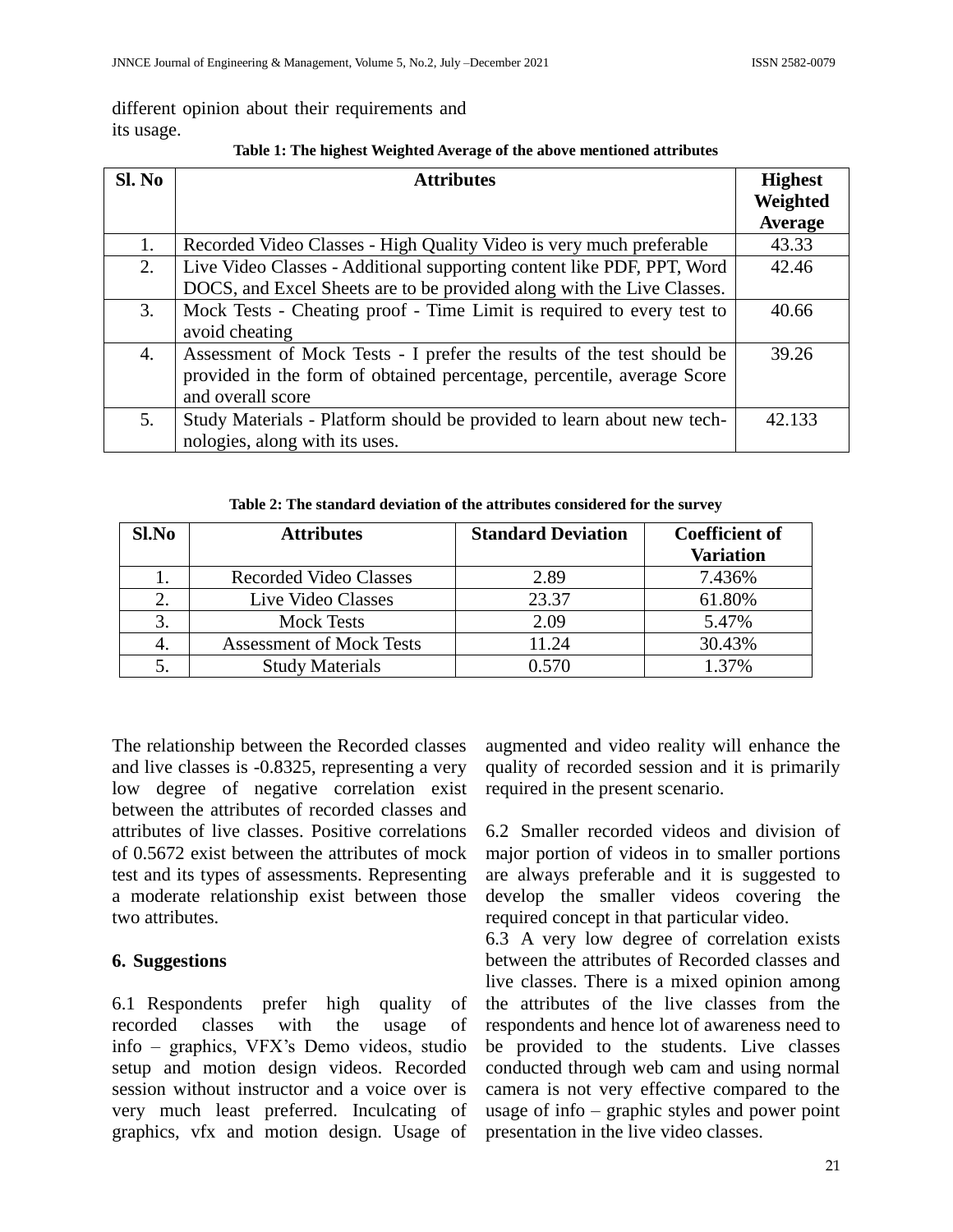different opinion about their requirements and its usage.

**Table 1: The highest Weighted Average of the above mentioned attributes**

| Sl. No | Attributes | Highest Weighted Average |
|---|---|---|
| 1. | Recorded Video Classes - High Quality Video is very much preferable | 43.33 |
| 2. | Live Video Classes - Additional supporting content like PDF, PPT, Word DOCS, and Excel Sheets are to be provided along with the Live Classes. | 42.46 |
| 3. | Mock Tests - Cheating proof - Time Limit is required to every test to avoid cheating | 40.66 |
| 4. | Assessment of Mock Tests - I prefer the results of the test should be provided in the form of obtained percentage, percentile, average Score and overall score | 39.26 |
| 5. | Study Materials - Platform should be provided to learn about new technologies, along with its uses. | 42.133 |

**Table 2: The standard deviation of the attributes considered for the survey**

| Sl.No | Attributes | Standard Deviation | Coefficient of Variation |
|---|---|---|---|
| 1. | Recorded Video Classes | 2.89 | 7.436% |
| 2. | Live Video Classes | 23.37 | 61.80% |
| 3. | Mock Tests | 2.09 | 5.47% |
| 4. | Assessment of Mock Tests | 11.24 | 30.43% |
| 5. | Study Materials | 0.570 | 1.37% |

The relationship between the Recorded classes and live classes is -0.8325, representing a very low degree of negative correlation exist between the attributes of recorded classes and attributes of live classes. Positive correlations of 0.5672 exist between the attributes of mock test and its types of assessments. Representing a moderate relationship exist between those two attributes.

## 6. Suggestions

6.1 Respondents prefer high quality of recorded classes with the usage of info – graphics, VFX's Demo videos, studio setup and motion design videos. Recorded session without instructor and a voice over is very much least preferred. Inculcating of graphics, vfx and motion design. Usage of augmented and video reality will enhance the quality of recorded session and it is primarily required in the present scenario.

6.2 Smaller recorded videos and division of major portion of videos in to smaller portions are always preferable and it is suggested to develop the smaller videos covering the required concept in that particular video.

6.3 A very low degree of correlation exists between the attributes of Recorded classes and live classes. There is a mixed opinion among the attributes of the live classes from the respondents and hence lot of awareness need to be provided to the students. Live classes conducted through web cam and using normal camera is not very effective compared to the usage of info – graphic styles and power point presentation in the live video classes.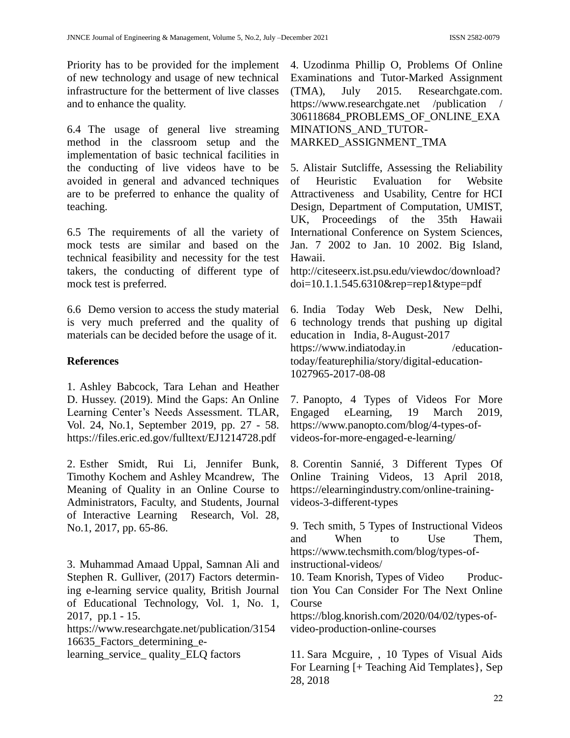Priority has to be provided for the implement of new technology and usage of new technical infrastructure for the betterment of live classes and to enhance the quality.

6.4 The usage of general live streaming method in the classroom setup and the implementation of basic technical facilities in the conducting of live videos have to be avoided in general and advanced techniques are to be preferred to enhance the quality of teaching.

6.5 The requirements of all the variety of mock tests are similar and based on the technical feasibility and necessity for the test takers, the conducting of different type of mock test is preferred.

6.6 Demo version to access the study material is very much preferred and the quality of materials can be decided before the usage of it.

**References**

1. Ashley Babcock, Tara Lehan and Heather D. Hussey. (2019). Mind the Gaps: An Online Learning Center's Needs Assessment. TLAR, Vol. 24, No.1, September 2019, pp. 27 - 58. https://files.eric.ed.gov/fulltext/EJ1214728.pdf

2. Esther Smidt, Rui Li, Jennifer Bunk, Timothy Kochem and Ashley Mcandrew, The Meaning of Quality in an Online Course to Administrators, Faculty, and Students, Journal of Interactive Learning Research, Vol. 28, No.1, 2017, pp. 65-86.

3. Muhammad Amaad Uppal, Samnan Ali and Stephen R. Gulliver, (2017) Factors determining e-learning service quality, British Journal of Educational Technology, Vol. 1, No. 1, 2017, pp.1 - 15. https://www.researchgate.net/publication/315416635_Factors_determining_e-learning_service_ quality_ELQ factors

4. Uzodinma Phillip O, Problems Of Online Examinations and Tutor-Marked Assignment (TMA), July 2015. Researchgate.com. https://www.researchgate.net /publication / 306118684_PROBLEMS_OF_ONLINE_EXAMINATIONS_AND_TUTOR-MARKED_ASSIGNMENT_TMA

5. Alistair Sutcliffe, Assessing the Reliability of Heuristic Evaluation for Website Attractiveness and Usability, Centre for HCI Design, Department of Computation, UMIST, UK, Proceedings of the 35th Hawaii International Conference on System Sciences, Jan. 7 2002 to Jan. 10 2002. Big Island, Hawaii. http://citeseerx.ist.psu.edu/viewdoc/download?doi=10.1.1.545.6310&rep=rep1&type=pdf

6. India Today Web Desk, New Delhi, 6 technology trends that pushing up digital education in India, 8-August-2017 https://www.indiatoday.in /education-today/featurephilia/story/digital-education-1027965-2017-08-08

7. Panopto, 4 Types of Videos For More Engaged eLearning, 19 March 2019, https://www.panopto.com/blog/4-types-of-videos-for-more-engaged-e-learning/

8. Corentin Sannié, 3 Different Types Of Online Training Videos, 13 April 2018, https://elearningindustry.com/online-training-videos-3-different-types

9. Tech smith, 5 Types of Instructional Videos and When to Use Them, https://www.techsmith.com/blog/types-of-instructional-videos/

10. Team Knorish, Types of Video Production You Can Consider For The Next Online Course https://blog.knorish.com/2020/04/02/types-of-video-production-online-courses

11. Sara Mcguire, , 10 Types of Visual Aids For Learning [+ Teaching Aid Templates}, Sep 28, 2018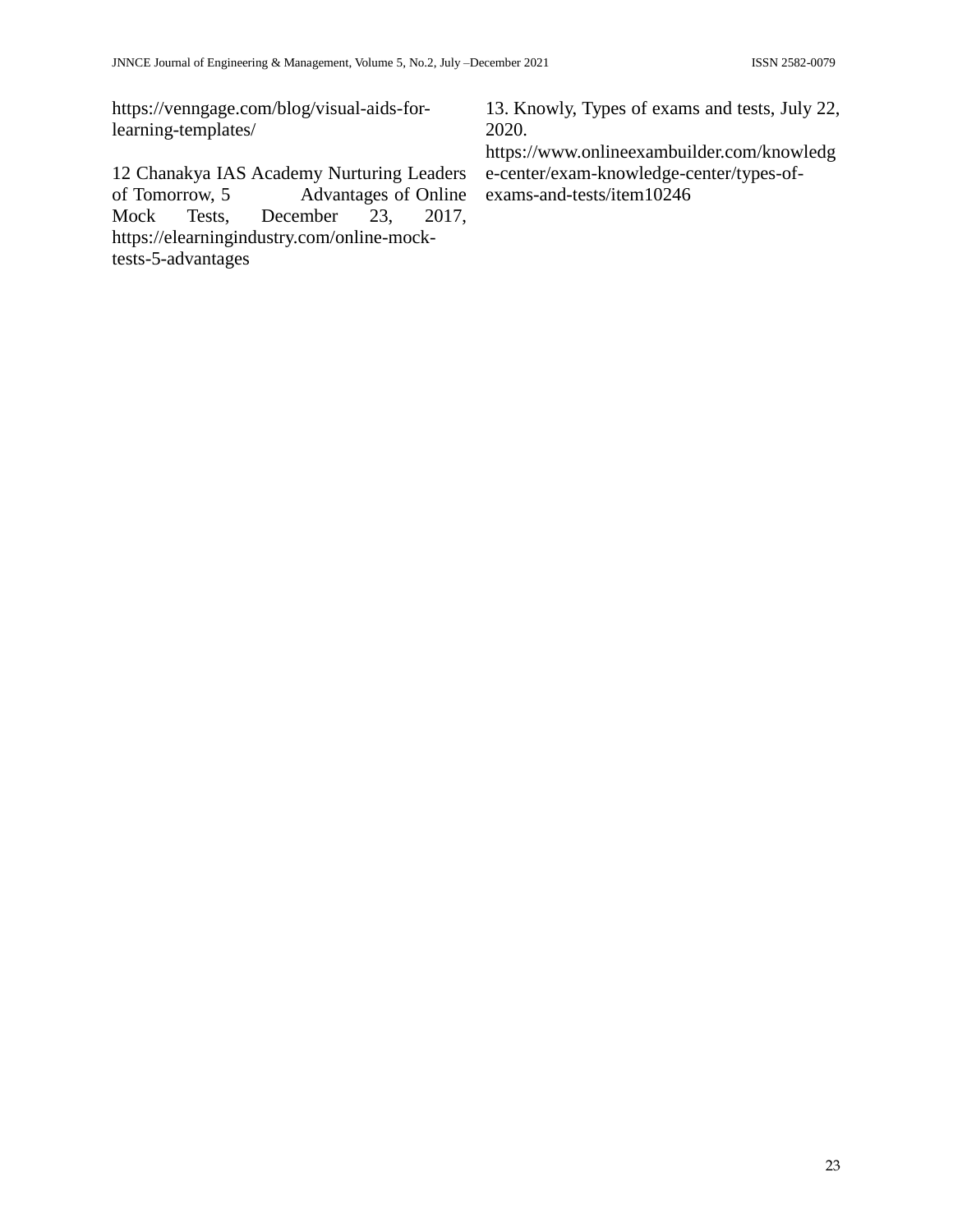https://venngage.com/blog/visual-aids-for-learning-templates/

12 Chanakya IAS Academy Nurturing Leaders of Tomorrow, 5 Advantages of Online Mock Tests, December 23, 2017, https://elearningindustry.com/online-mock-tests-5-advantages

13. Knowly, Types of exams and tests, July 22, 2020. https://www.onlineexambuilder.com/knowledge-center/exam-knowledge-center/types-of-exams-and-tests/item10246